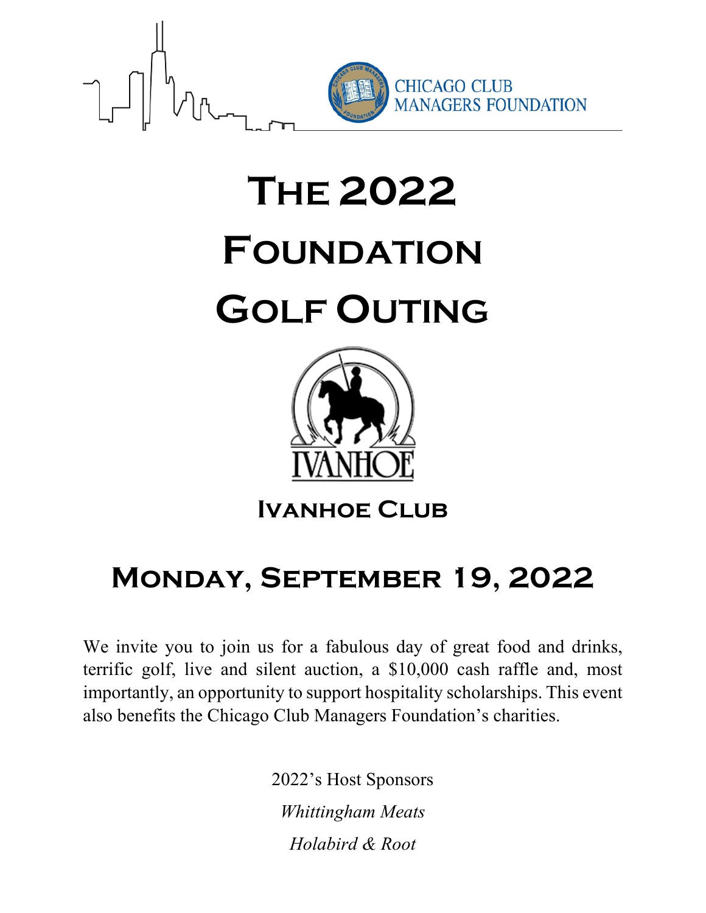CHICAGO CLUB MANAGERS FOUNDATION

# The 2022 Foundation Golf Outing

IVANHOE

## Ivanhoe Club

## Monday, September 19, 2022

We invite you to join us for a fabulous day of great food and drinks, terrific golf, live and silent auction, a $10,000 cash raffle and, most importantly, an opportunity to support hospitality scholarships. This event also benefits the Chicago Club Managers Foundation's charities.

2022's Host Sponsors

*Whittingham Meats*

*Holabird & Root*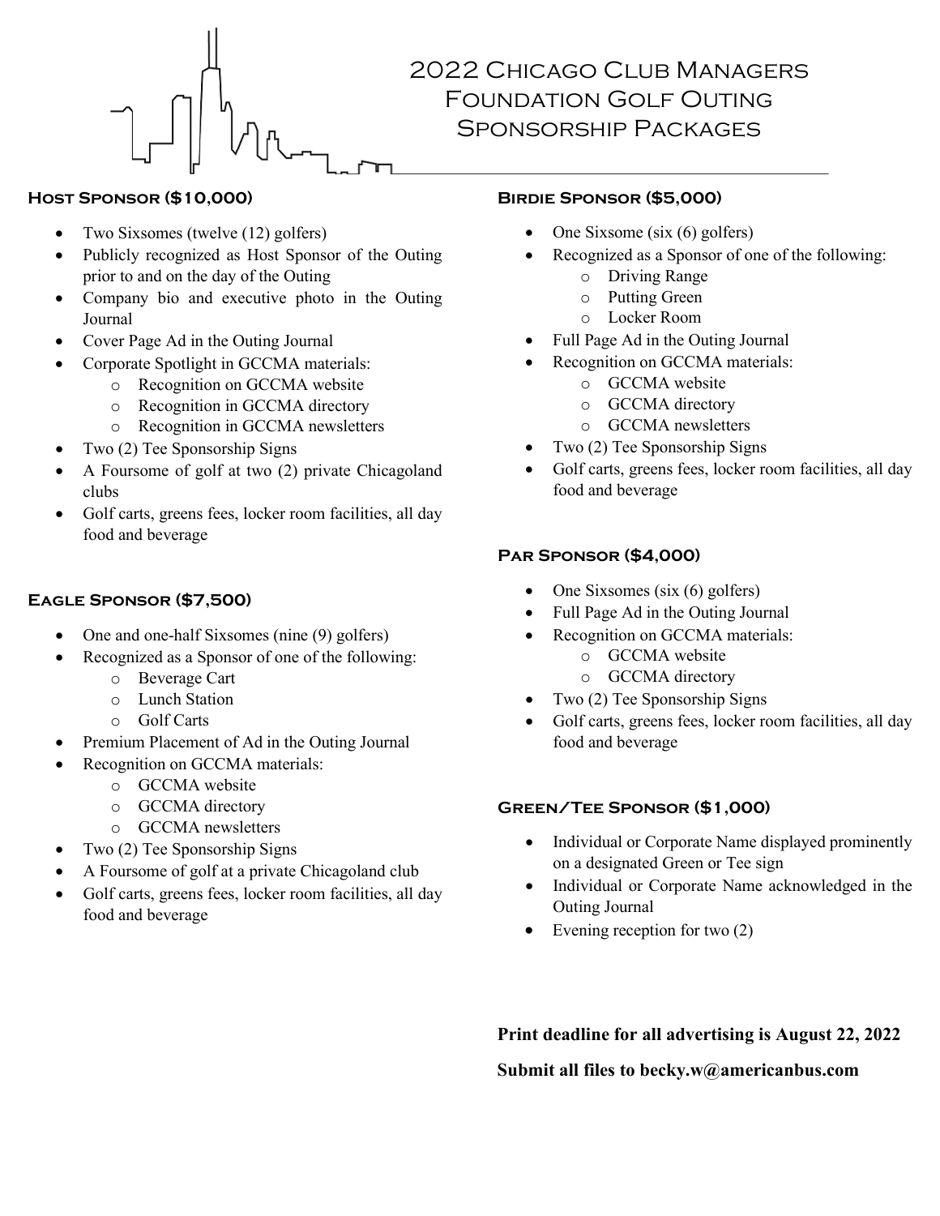# 2022 Chicago Club Managers Foundation Golf Outing Sponsorship Packages

## Host Sponsor ($10,000)

- Two Sixsomes (twelve (12) golfers)
- Publicly recognized as Host Sponsor of the Outing prior to and on the day of the Outing
- Company bio and executive photo in the Outing Journal
- Cover Page Ad in the Outing Journal
- Corporate Spotlight in GCCMA materials:
  - Recognition on GCCMA website
  - Recognition in GCCMA directory
  - Recognition in GCCMA newsletters
- Two (2) Tee Sponsorship Signs
- A Foursome of golf at two (2) private Chicagoland clubs
- Golf carts, greens fees, locker room facilities, all day food and beverage

## Eagle Sponsor ($7,500)

- One and one-half Sixsomes (nine (9) golfers)
- Recognized as a Sponsor of one of the following:
  - Beverage Cart
  - Lunch Station
  - Golf Carts
- Premium Placement of Ad in the Outing Journal
- Recognition on GCCMA materials:
  - GCCMA website
  - GCCMA directory
  - GCCMA newsletters
- Two (2) Tee Sponsorship Signs
- A Foursome of golf at a private Chicagoland club
- Golf carts, greens fees, locker room facilities, all day food and beverage

## Birdie Sponsor ($5,000)

- One Sixsome (six (6) golfers)
- Recognized as a Sponsor of one of the following:
  - Driving Range
  - Putting Green
  - Locker Room
- Full Page Ad in the Outing Journal
- Recognition on GCCMA materials:
  - GCCMA website
  - GCCMA directory
  - GCCMA newsletters
- Two (2) Tee Sponsorship Signs
- Golf carts, greens fees, locker room facilities, all day food and beverage

## Par Sponsor ($4,000)

- One Sixsomes (six (6) golfers)
- Full Page Ad in the Outing Journal
- Recognition on GCCMA materials:
  - GCCMA website
  - GCCMA directory
- Two (2) Tee Sponsorship Signs
- Golf carts, greens fees, locker room facilities, all day food and beverage

## Green/Tee Sponsor ($1,000)

- Individual or Corporate Name displayed prominently on a designated Green or Tee sign
- Individual or Corporate Name acknowledged in the Outing Journal
- Evening reception for two (2)

**Print deadline for all advertising is August 22, 2022**

**Submit all files to becky.w@americanbus.com**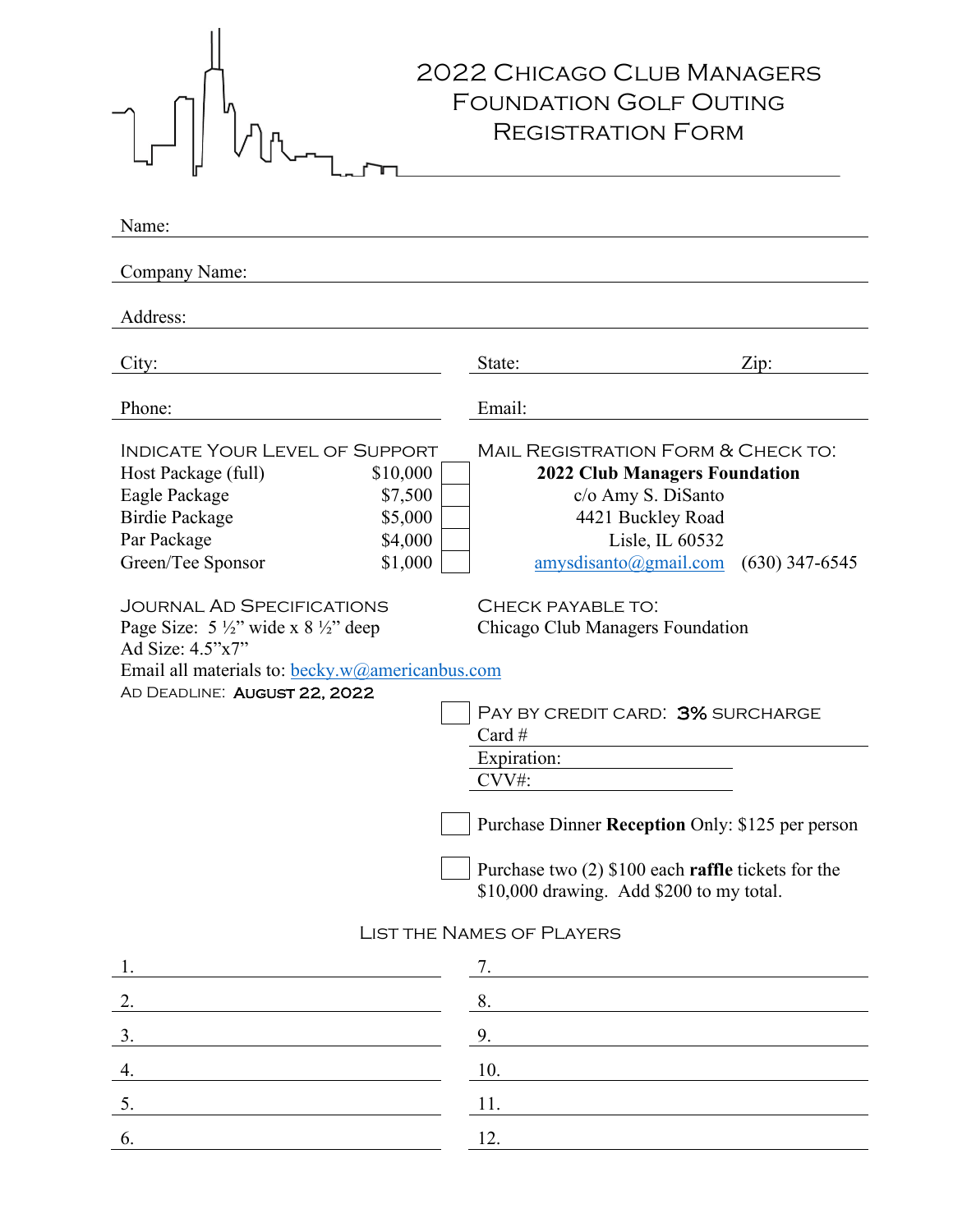# 2022 Chicago Club Managers Foundation Golf Outing Registration Form

Name: \_\_\_\_\_\_\_\_\_\_\_\_\_\_\_\_\_\_\_\_\_\_\_\_\_\_\_\_\_\_\_\_\_\_\_\_\_\_\_\_

Company Name: \_\_\_\_\_\_\_\_\_\_\_\_\_\_\_\_\_\_\_\_\_\_\_\_\_\_\_\_\_\_\_\_\_\_\_\_\_\_\_\_

Address: \_\_\_\_\_\_\_\_\_\_\_\_\_\_\_\_\_\_\_\_\_\_\_\_\_\_\_\_\_\_\_\_\_\_\_\_\_\_\_\_

City: \_\_\_\_\_\_\_\_\_\_\_\_\_\_\_\_\_\_\_\_ State: \_\_\_\_\_\_\_\_\_\_\_\_\_\_ Zip: \_\_\_\_\_\_\_\_

Phone: \_\_\_\_\_\_\_\_\_\_\_\_\_\_\_\_\_\_\_\_ Email: \_\_\_\_\_\_\_\_\_\_\_\_\_\_\_\_\_\_\_\_

## Indicate Your Level of Support

| Package | Amount | |
|---|---|---|
| Host Package (full) | $10,000 | ☐ |
| Eagle Package | $7,500 | ☐ |
| Birdie Package | $5,000 | ☐ |
| Par Package | $4,000 | ☐ |
| Green/Tee Sponsor | $1,000 | ☐ |

## Mail Registration Form & Check to:

**2022 Club Managers Foundation**
c/o Amy S. DiSanto
4421 Buckley Road
Lisle, IL 60532
amysdisanto@gmail.com (630) 347-6545

## Journal Ad Specifications

Page Size: 5 ½" wide x 8 ½" deep
Ad Size: 4.5"x7"
Email all materials to: becky.w@americanbus.com
Ad Deadline: **August 22, 2022**

## Check Payable to:

Chicago Club Managers Foundation

☐ Pay by credit card: **3%** surcharge

Card # \_\_\_\_\_\_\_\_\_\_\_\_\_\_\_\_\_\_\_\_

Expiration: \_\_\_\_\_\_\_\_\_\_\_\_\_\_\_\_\_\_\_\_

CVV#: \_\_\_\_\_\_\_\_\_\_\_\_\_\_\_\_\_\_\_\_

☐ Purchase Dinner **Reception** Only: $125 per person

☐ Purchase two (2) $100 each **raffle** tickets for the $10,000 drawing. Add $200 to my total.

## List the Names of Players

| | |
|---|---|
| 1. | 7. |
| 2. | 8. |
| 3. | 9. |
| 4. | 10. |
| 5. | 11. |
| 6. | 12. |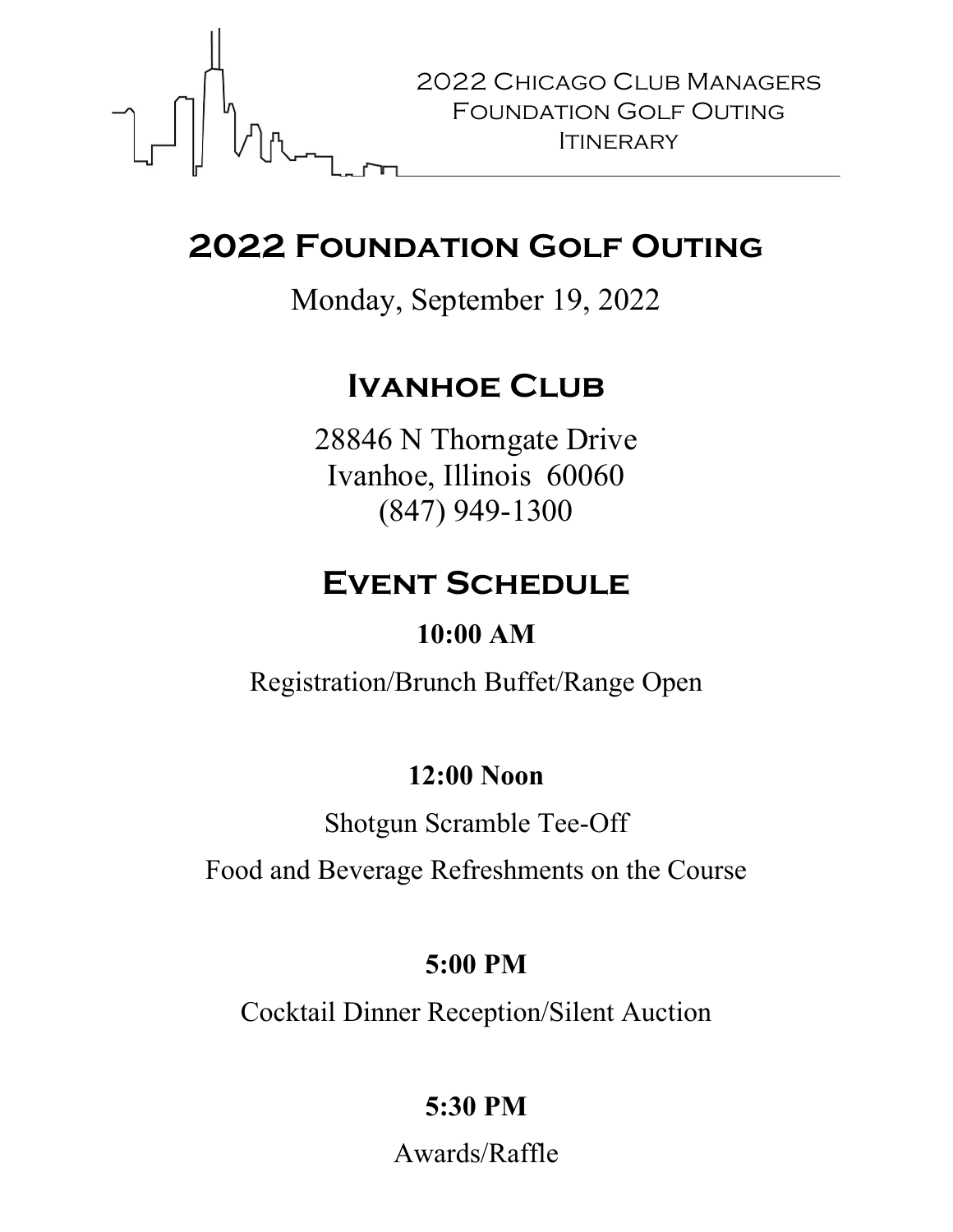2022 Chicago Club Managers Foundation Golf Outing Itinerary

# 2022 Foundation Golf Outing

Monday, September 19, 2022

## Ivanhoe Club

28846 N Thorngate Drive
Ivanhoe, Illinois 60060
(847) 949-1300

## Event Schedule

**10:00 AM**

Registration/Brunch Buffet/Range Open

**12:00 Noon**

Shotgun Scramble Tee-Off

Food and Beverage Refreshments on the Course

**5:00 PM**

Cocktail Dinner Reception/Silent Auction

**5:30 PM**

Awards/Raffle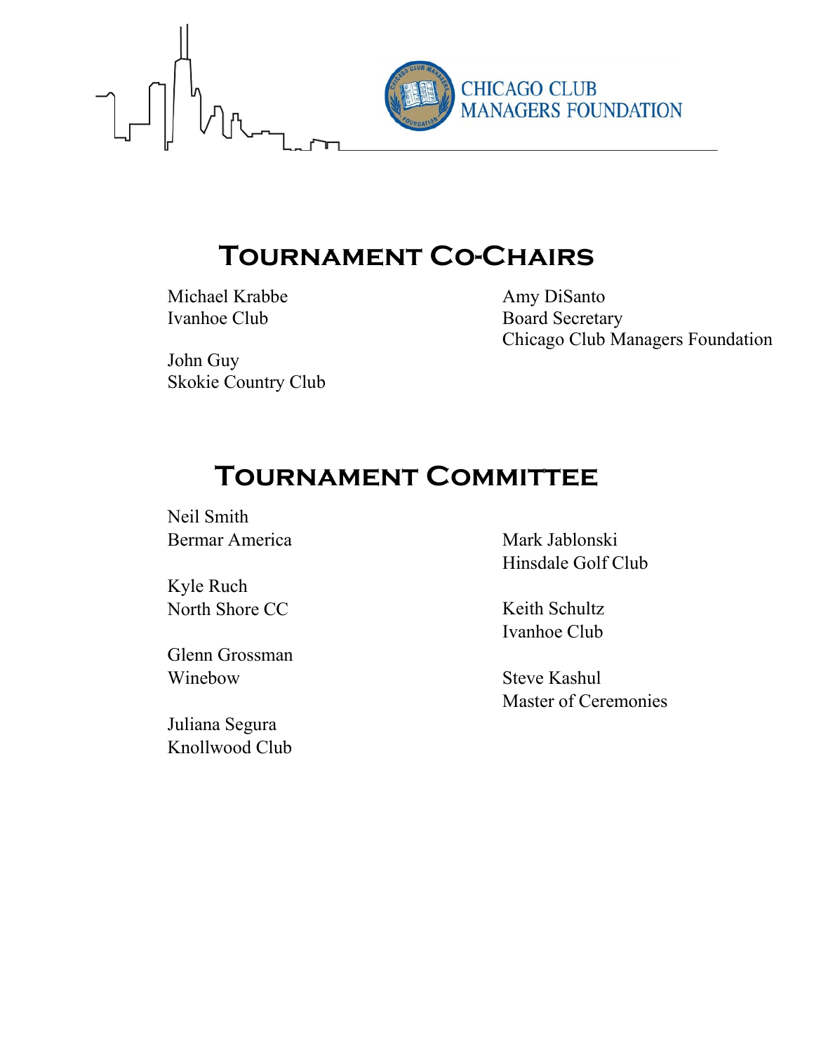CHICAGO CLUB
MANAGERS FOUNDATION

# Tournament Co-Chairs

Michael Krabbe
Ivanhoe Club

John Guy
Skokie Country Club

Amy DiSanto
Board Secretary
Chicago Club Managers Foundation

# Tournament Committee

Neil Smith
Bermar America

Kyle Ruch
North Shore CC

Glenn Grossman
Winebow

Juliana Segura
Knollwood Club

Mark Jablonski
Hinsdale Golf Club

Keith Schultz
Ivanhoe Club

Steve Kashul
Master of Ceremonies